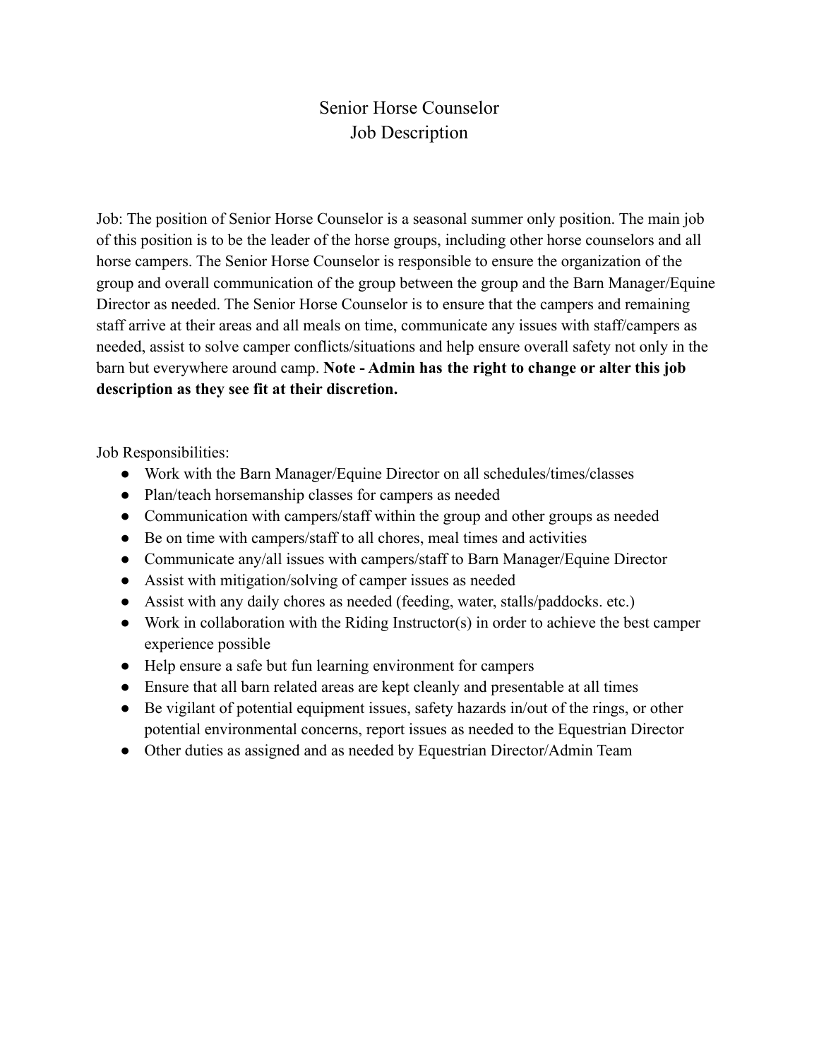# Senior Horse Counselor
# Job Description

Job: The position of Senior Horse Counselor is a seasonal summer only position. The main job of this position is to be the leader of the horse groups, including other horse counselors and all horse campers. The Senior Horse Counselor is responsible to ensure the organization of the group and overall communication of the group between the group and the Barn Manager/Equine Director as needed. The Senior Horse Counselor is to ensure that the campers and remaining staff arrive at their areas and all meals on time, communicate any issues with staff/campers as needed, assist to solve camper conflicts/situations and help ensure overall safety not only in the barn but everywhere around camp. **Note - Admin has the right to change or alter this job description as they see fit at their discretion.**

Job Responsibilities:

- Work with the Barn Manager/Equine Director on all schedules/times/classes
- Plan/teach horsemanship classes for campers as needed
- Communication with campers/staff within the group and other groups as needed
- Be on time with campers/staff to all chores, meal times and activities
- Communicate any/all issues with campers/staff to Barn Manager/Equine Director
- Assist with mitigation/solving of camper issues as needed
- Assist with any daily chores as needed (feeding, water, stalls/paddocks. etc.)
- Work in collaboration with the Riding Instructor(s) in order to achieve the best camper experience possible
- Help ensure a safe but fun learning environment for campers
- Ensure that all barn related areas are kept cleanly and presentable at all times
- Be vigilant of potential equipment issues, safety hazards in/out of the rings, or other potential environmental concerns, report issues as needed to the Equestrian Director
- Other duties as assigned and as needed by Equestrian Director/Admin Team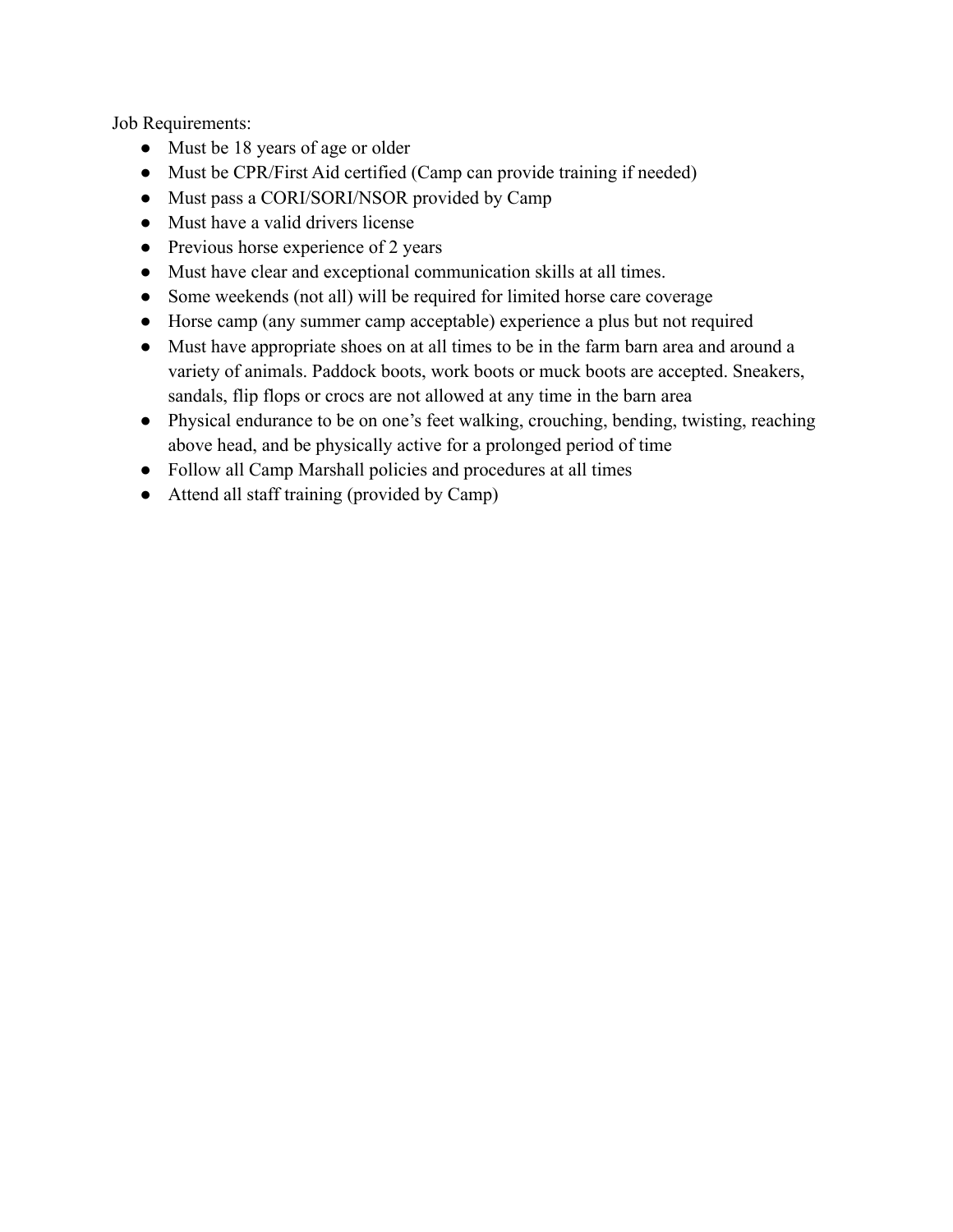Job Requirements:

- Must be 18 years of age or older
- Must be CPR/First Aid certified (Camp can provide training if needed)
- Must pass a CORI/SORI/NSOR provided by Camp
- Must have a valid drivers license
- Previous horse experience of 2 years
- Must have clear and exceptional communication skills at all times.
- Some weekends (not all) will be required for limited horse care coverage
- Horse camp (any summer camp acceptable) experience a plus but not required
- Must have appropriate shoes on at all times to be in the farm barn area and around a variety of animals. Paddock boots, work boots or muck boots are accepted. Sneakers, sandals, flip flops or crocs are not allowed at any time in the barn area
- Physical endurance to be on one's feet walking, crouching, bending, twisting, reaching above head, and be physically active for a prolonged period of time
- Follow all Camp Marshall policies and procedures at all times
- Attend all staff training (provided by Camp)